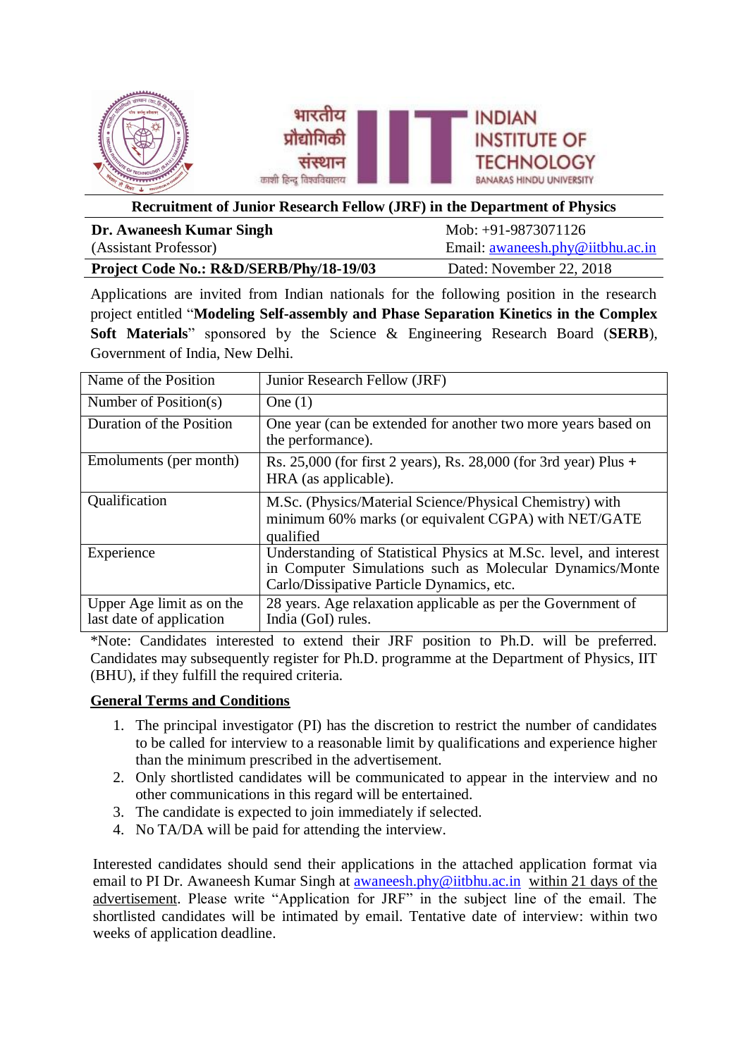भारतीय प्रौद्योगिकी संस्थान (काशी हिन्दू विश्वविद्यालय)

INDIAN INSTITUTE OF TECHNOLOGY
BANARAS HINDU UNIVERSITY

## Recruitment of Junior Research Fellow (JRF) in the Department of Physics

**Dr. Awaneesh Kumar Singh**
(Assistant Professor)

Mob: +91-9873071126
Email: awaneesh.phy@iitbhu.ac.in

**Project Code No.: R&D/SERB/Phy/18-19/03**

Dated: November 22, 2018

Applications are invited from Indian nationals for the following position in the research project entitled "**Modeling Self-assembly and Phase Separation Kinetics in the Complex Soft Materials**" sponsored by the Science & Engineering Research Board (**SERB**), Government of India, New Delhi.

| Name of the Position | Junior Research Fellow (JRF) |
|---|---|
| Number of Position(s) | One (1) |
| Duration of the Position | One year (can be extended for another two more years based on the performance). |
| Emoluments (per month) | Rs. 25,000 (for first 2 years), Rs. 28,000 (for 3rd year) Plus + HRA (as applicable). |
| Qualification | M.Sc. (Physics/Material Science/Physical Chemistry) with minimum 60% marks (or equivalent CGPA) with NET/GATE qualified |
| Experience | Understanding of Statistical Physics at M.Sc. level, and interest in Computer Simulations such as Molecular Dynamics/Monte Carlo/Dissipative Particle Dynamics, etc. |
| Upper Age limit as on the last date of application | 28 years. Age relaxation applicable as per the Government of India (GoI) rules. |

*Note: Candidates interested to extend their JRF position to Ph.D. will be preferred. Candidates may subsequently register for Ph.D. programme at the Department of Physics, IIT (BHU), if they fulfill the required criteria.

### General Terms and Conditions

1. The principal investigator (PI) has the discretion to restrict the number of candidates to be called for interview to a reasonable limit by qualifications and experience higher than the minimum prescribed in the advertisement.
2. Only shortlisted candidates will be communicated to appear in the interview and no other communications in this regard will be entertained.
3. The candidate is expected to join immediately if selected.
4. No TA/DA will be paid for attending the interview.

Interested candidates should send their applications in the attached application format via email to PI Dr. Awaneesh Kumar Singh at awaneesh.phy@iitbhu.ac.in within 21 days of the advertisement. Please write "Application for JRF" in the subject line of the email. The shortlisted candidates will be intimated by email. Tentative date of interview: within two weeks of application deadline.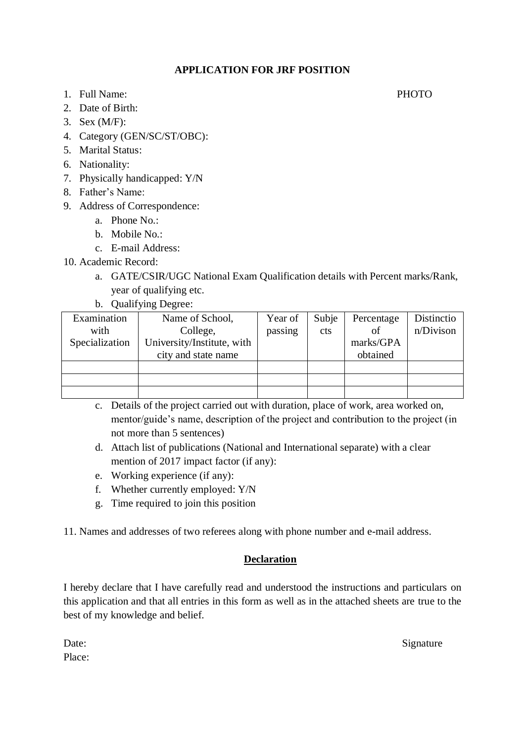**APPLICATION FOR JRF POSITION**

PHOTO

1. Full Name:
2. Date of Birth:
3. Sex (M/F):
4. Category (GEN/SC/ST/OBC):
5. Marital Status:
6. Nationality:
7. Physically handicapped: Y/N
8. Father's Name:
9. Address of Correspondence:
   a. Phone No.:
   b. Mobile No.:
   c. E-mail Address:
10. Academic Record:
    a. GATE/CSIR/UGC National Exam Qualification details with Percent marks/Rank, year of qualifying etc.
    b. Qualifying Degree:

| Examination with Specialization | Name of School, College, University/Institute, with city and state name | Year of passing | Subjects | Percentage of marks/GPA obtained | Distinction/Divison |
|---|---|---|---|---|---|
| | | | | | |
| | | | | | |
| | | | | | |

    c. Details of the project carried out with duration, place of work, area worked on, mentor/guide's name, description of the project and contribution to the project (in not more than 5 sentences)
    d. Attach list of publications (National and International separate) with a clear mention of 2017 impact factor (if any):
    e. Working experience (if any):
    f. Whether currently employed: Y/N
    g. Time required to join this position

11. Names and addresses of two referees along with phone number and e-mail address.

**Declaration**

I hereby declare that I have carefully read and understood the instructions and particulars on this application and that all entries in this form as well as in the attached sheets are true to the best of my knowledge and belief.

Date:

Place:

Signature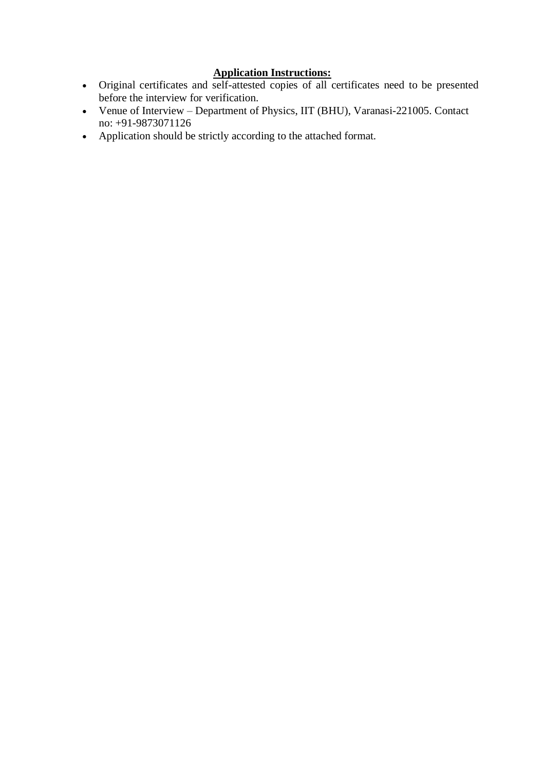**Application Instructions:**

- Original certificates and self-attested copies of all certificates need to be presented before the interview for verification.
- Venue of Interview – Department of Physics, IIT (BHU), Varanasi-221005. Contact no: +91-9873071126
- Application should be strictly according to the attached format.